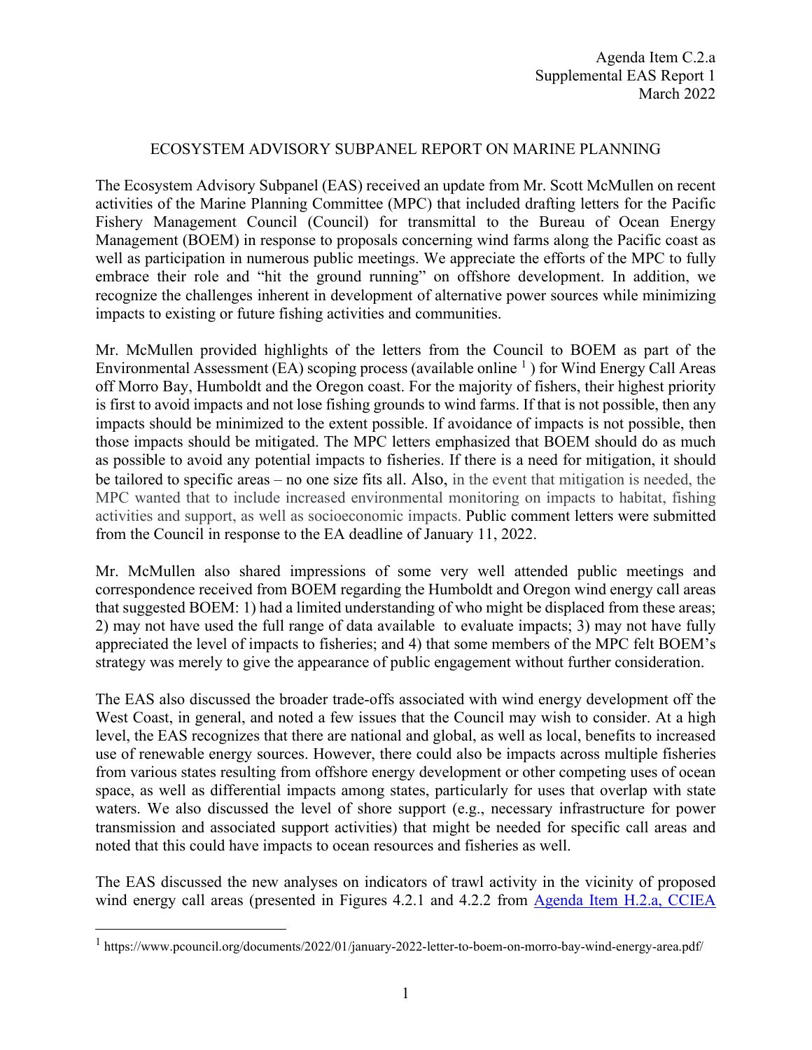Agenda Item C.2.a
Supplemental EAS Report 1
March 2022

# ECOSYSTEM ADVISORY SUBPANEL REPORT ON MARINE PLANNING

The Ecosystem Advisory Subpanel (EAS) received an update from Mr. Scott McMullen on recent activities of the Marine Planning Committee (MPC) that included drafting letters for the Pacific Fishery Management Council (Council) for transmittal to the Bureau of Ocean Energy Management (BOEM) in response to proposals concerning wind farms along the Pacific coast as well as participation in numerous public meetings. We appreciate the efforts of the MPC to fully embrace their role and "hit the ground running" on offshore development. In addition, we recognize the challenges inherent in development of alternative power sources while minimizing impacts to existing or future fishing activities and communities.

Mr. McMullen provided highlights of the letters from the Council to BOEM as part of the Environmental Assessment (EA) scoping process (available online [1] ) for Wind Energy Call Areas off Morro Bay, Humboldt and the Oregon coast. For the majority of fishers, their highest priority is first to avoid impacts and not lose fishing grounds to wind farms. If that is not possible, then any impacts should be minimized to the extent possible. If avoidance of impacts is not possible, then those impacts should be mitigated. The MPC letters emphasized that BOEM should do as much as possible to avoid any potential impacts to fisheries. If there is a need for mitigation, it should be tailored to specific areas – no one size fits all. Also, in the event that mitigation is needed, the MPC wanted that to include increased environmental monitoring on impacts to habitat, fishing activities and support, as well as socioeconomic impacts. Public comment letters were submitted from the Council in response to the EA deadline of January 11, 2022.

Mr. McMullen also shared impressions of some very well attended public meetings and correspondence received from BOEM regarding the Humboldt and Oregon wind energy call areas that suggested BOEM: 1) had a limited understanding of who might be displaced from these areas; 2) may not have used the full range of data available to evaluate impacts; 3) may not have fully appreciated the level of impacts to fisheries; and 4) that some members of the MPC felt BOEM's strategy was merely to give the appearance of public engagement without further consideration.

The EAS also discussed the broader trade-offs associated with wind energy development off the West Coast, in general, and noted a few issues that the Council may wish to consider. At a high level, the EAS recognizes that there are national and global, as well as local, benefits to increased use of renewable energy sources. However, there could also be impacts across multiple fisheries from various states resulting from offshore energy development or other competing uses of ocean space, as well as differential impacts among states, particularly for uses that overlap with state waters. We also discussed the level of shore support (e.g., necessary infrastructure for power transmission and associated support activities) that might be needed for specific call areas and noted that this could have impacts to ocean resources and fisheries as well.

The EAS discussed the new analyses on indicators of trawl activity in the vicinity of proposed wind energy call areas (presented in Figures 4.2.1 and 4.2.2 from Agenda Item H.2.a, CCIEA

---

[1] https://www.pcouncil.org/documents/2022/01/january-2022-letter-to-boem-on-morro-bay-wind-energy-area.pdf/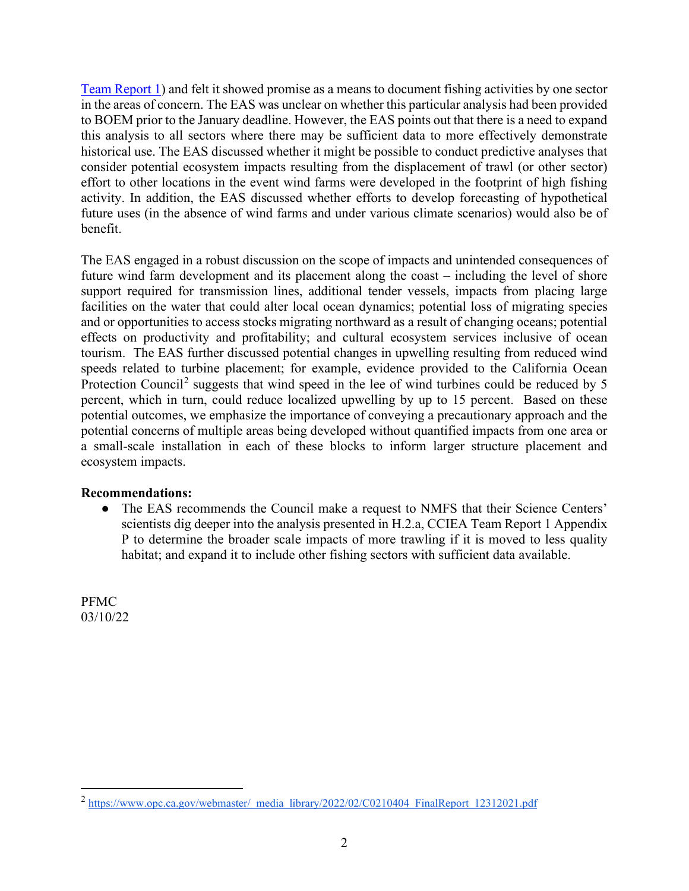Team Report 1) and felt it showed promise as a means to document fishing activities by one sector in the areas of concern. The EAS was unclear on whether this particular analysis had been provided to BOEM prior to the January deadline. However, the EAS points out that there is a need to expand this analysis to all sectors where there may be sufficient data to more effectively demonstrate historical use. The EAS discussed whether it might be possible to conduct predictive analyses that consider potential ecosystem impacts resulting from the displacement of trawl (or other sector) effort to other locations in the event wind farms were developed in the footprint of high fishing activity. In addition, the EAS discussed whether efforts to develop forecasting of hypothetical future uses (in the absence of wind farms and under various climate scenarios) would also be of benefit.

The EAS engaged in a robust discussion on the scope of impacts and unintended consequences of future wind farm development and its placement along the coast – including the level of shore support required for transmission lines, additional tender vessels, impacts from placing large facilities on the water that could alter local ocean dynamics; potential loss of migrating species and or opportunities to access stocks migrating northward as a result of changing oceans; potential effects on productivity and profitability; and cultural ecosystem services inclusive of ocean tourism. The EAS further discussed potential changes in upwelling resulting from reduced wind speeds related to turbine placement; for example, evidence provided to the California Ocean Protection Council[2] suggests that wind speed in the lee of wind turbines could be reduced by 5 percent, which in turn, could reduce localized upwelling by up to 15 percent. Based on these potential outcomes, we emphasize the importance of conveying a precautionary approach and the potential concerns of multiple areas being developed without quantified impacts from one area or a small-scale installation in each of these blocks to inform larger structure placement and ecosystem impacts.

**Recommendations:**

- The EAS recommends the Council make a request to NMFS that their Science Centers' scientists dig deeper into the analysis presented in H.2.a, CCIEA Team Report 1 Appendix P to determine the broader scale impacts of more trawling if it is moved to less quality habitat; and expand it to include other fishing sectors with sufficient data available.

PFMC
03/10/22

[2] https://www.opc.ca.gov/webmaster/_media_library/2022/02/C0210404_FinalReport_12312021.pdf